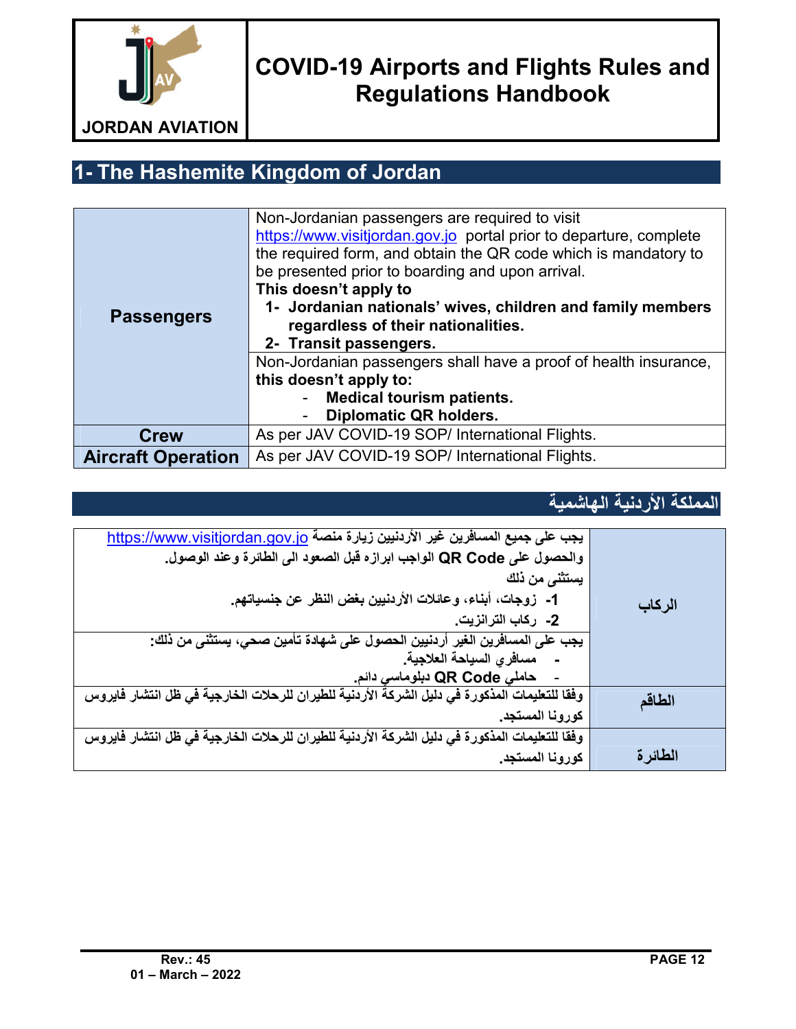| JORDAN AVIATION | COVID-19 Airports and Flights Rules and Regulations Handbook |
|---|---|

## 1- The Hashemite Kingdom of Jordan

| | |
|---|---|
| **Passengers** | Non-Jordanian passengers are required to visit https://www.visitjordan.gov.jo portal prior to departure, complete the required form, and obtain the QR code which is mandatory to be presented prior to boarding and upon arrival. **This doesn't apply to** **1- Jordanian nationals' wives, children and family members regardless of their nationalities.** **2- Transit passengers.** |
| | Non-Jordanian passengers shall have a proof of health insurance, **this doesn't apply to:** - **Medical tourism patients.** - **Diplomatic QR holders.** |
| **Crew** | As per JAV COVID-19 SOP/ International Flights. |
| **Aircraft Operation** | As per JAV COVID-19 SOP/ International Flights. |

## المملكة الأردنية الهاشمية

| | |
|---|---|
| **الركاب** | يجب على جميع المسافرين غير الأردنيين زيارة منصة https://www.visitjordan.gov.jo والحصول على **QR Code** الواجب ابرازه قبل الصعود الى الطائرة وعند الوصول. يستثنى من ذلك **1-** زوجات، أبناء، وعائلات الأردنيين بغض النظر عن جنسياتهم. **2-** ركاب الترانزيت. |
| | يجب على المسافرين الغير أردنيين الحصول على شهادة تأمين صحي، يستثنى من ذلك: - مسافري السياحة العلاجية. - حاملي **QR Code** دبلوماسي دائم. |
| **الطاقم** | وفقا للتعليمات المذكورة في دليل الشركة الأردنية للطيران للرحلات الخارجية في ظل انتشار فايروس كورونا المستجد. |
| **الطائرة** | وفقا للتعليمات المذكورة في دليل الشركة الأردنية للطيران للرحلات الخارجية في ظل انتشار فايروس كورونا المستجد. |

Rev.: 45
01 – March – 2022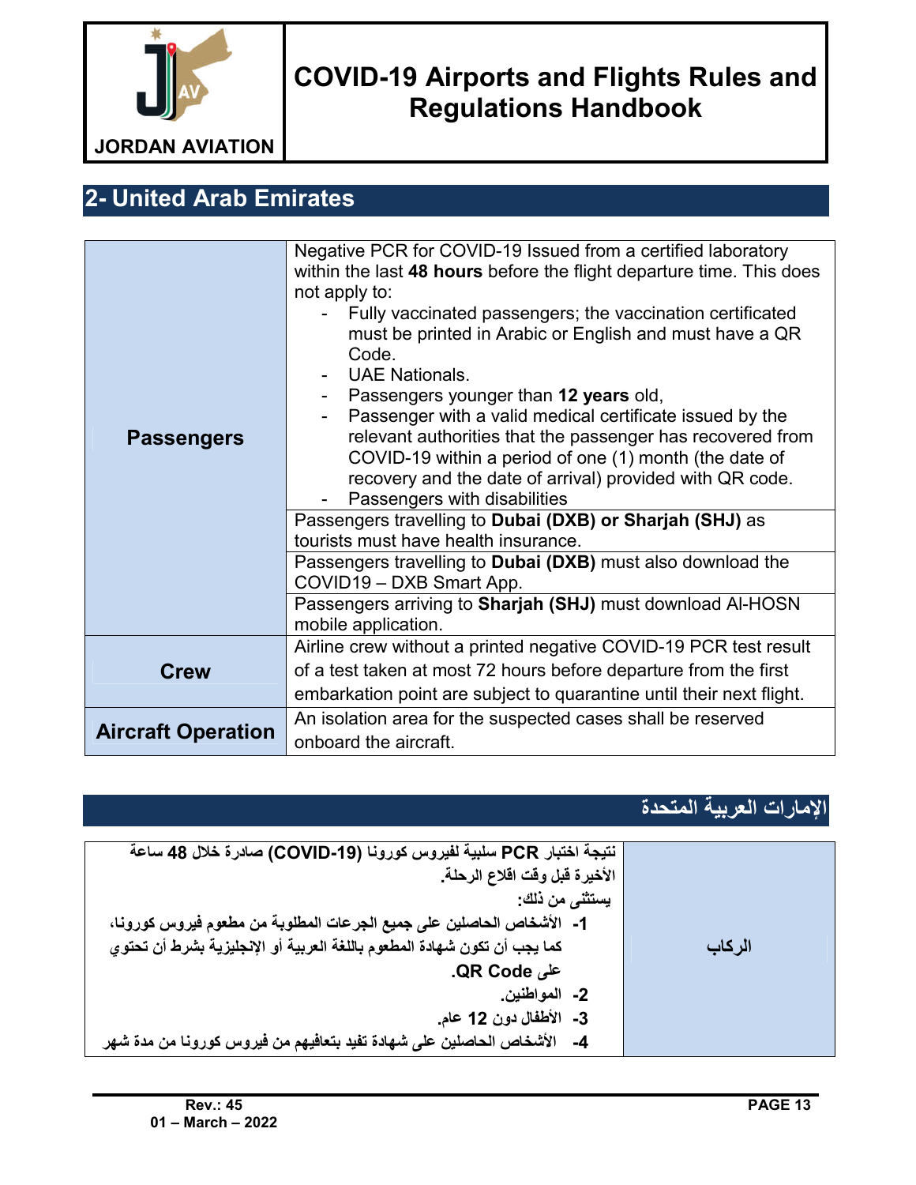## 2- United Arab Emirates

| | |
|---|---|
| **Passengers** | Negative PCR for COVID-19 Issued from a certified laboratory within the last **48 hours** before the flight departure time. This does not apply to:<br>- Fully vaccinated passengers; the vaccination certificated must be printed in Arabic or English and must have a QR Code.<br>- UAE Nationals.<br>- Passengers younger than **12 years** old,<br>- Passenger with a valid medical certificate issued by the relevant authorities that the passenger has recovered from COVID-19 within a period of one (1) month (the date of recovery and the date of arrival) provided with QR code.<br>- Passengers with disabilities |
| | Passengers travelling to **Dubai (DXB) or Sharjah (SHJ)** as tourists must have health insurance. |
| | Passengers travelling to **Dubai (DXB)** must also download the COVID19 – DXB Smart App. |
| | Passengers arriving to **Sharjah (SHJ)** must download Al-HOSN mobile application. |
| **Crew** | Airline crew without a printed negative COVID-19 PCR test result of a test taken at most 72 hours before departure from the first embarkation point are subject to quarantine until their next flight. |
| **Aircraft Operation** | An isolation area for the suspected cases shall be reserved onboard the aircraft. |

## الإمارات العربية المتحدة

| | |
|---|---|
| **الركاب** | **نتيجة اختبار PCR سلبية لفيروس كورونا (COVID-19) صادرة خلال 48 ساعة الأخيرة قبل وقت اقلاع الرحلة.**<br>**يستثنى من ذلك:**<br>**1- الأشخاص الحاصلين على جميع الجرعات المطلوبة من مطعوم فيروس كورونا، كما يجب أن تكون شهادة المطعوم باللغة العربية أو الإنجليزية بشرط أن تحتوي على QR Code.**<br>**2- المواطنين.**<br>**3- الأطفال دون 12 عام.**<br>**4- الأشخاص الحاصلين على شهادة تفيد بتعافيهم من فيروس كورونا من مدة شهر** |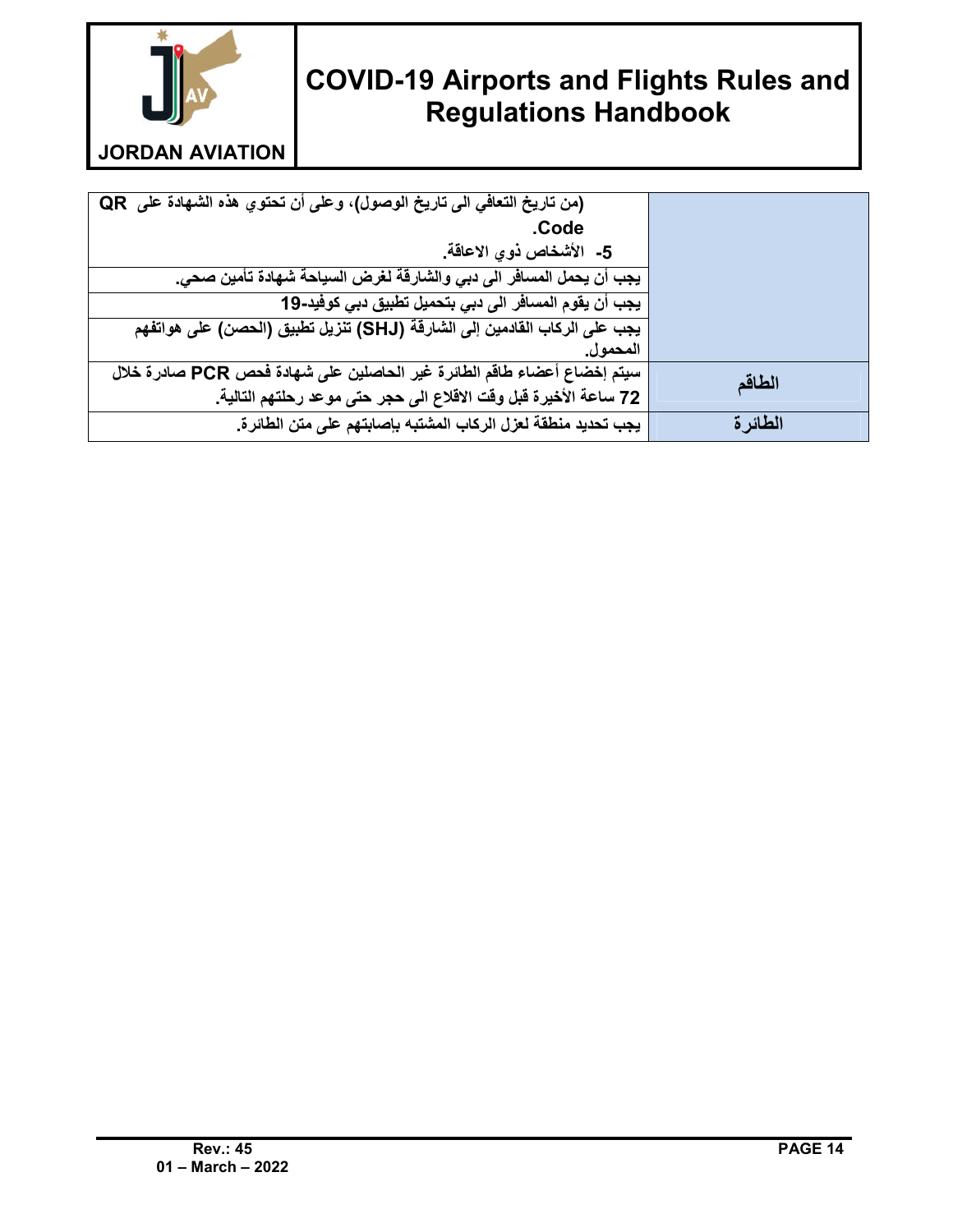| | |
|---|---|
| | (من تاريخ التعافي الى تاريخ الوصول)، وعلى أن تحتوي هذه الشهادة على QR Code. <br> 5- الأشخاص ذوي الاعاقة. |
| | يجب أن يحمل المسافر الى دبي والشارقة لغرض السياحة شهادة تأمين صحي. |
| | يجب أن يقوم المسافر الى دبي بتحميل تطبيق دبي كوفيد-19 |
| | يجب على الركاب القادمين إلى الشارقة (SHJ) تنزيل تطبيق (الحصن) على هواتفهم المحمول. |
| الطاقم | سيتم إخضاع أعضاء طاقم الطائرة غير الحاصلين على شهادة فحص PCR صادرة خلال 72 ساعة الأخيرة قبل وقت الاقلاع الى حجر حتى موعد رحلتهم التالية. |
| الطائرة | يجب تحديد منطقة لعزل الركاب المشتبه بإصابتهم على متن الطائرة. |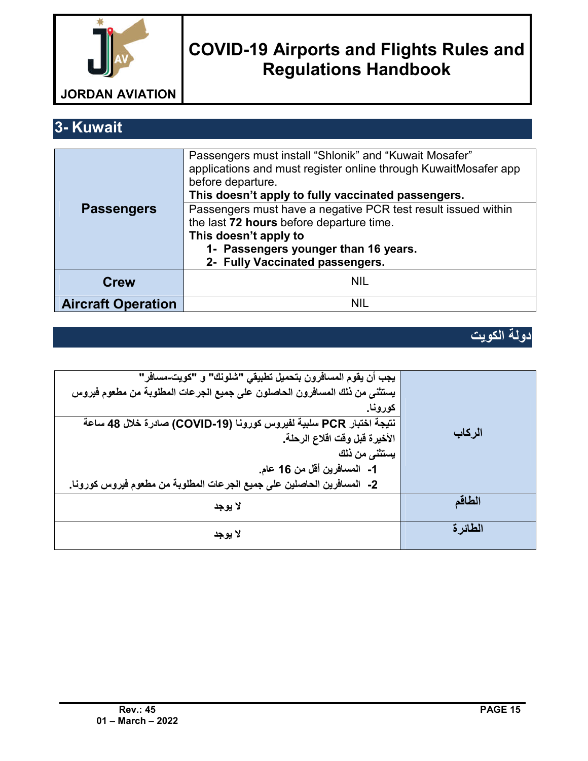## 3- Kuwait

| | |
|---|---|
| **Passengers** | Passengers must install "Shlonik" and "Kuwait Mosafer" applications and must register online through KuwaitMosafer app before departure.<br>**This doesn't apply to fully vaccinated passengers.** |
| | Passengers must have a negative PCR test result issued within the last **72 hours** before departure time.<br>**This doesn't apply to**<br>**1- Passengers younger than 16 years.**<br>**2- Fully Vaccinated passengers.** |
| **Crew** | NIL |
| **Aircraft Operation** | NIL |

## دولة الكويت

| | |
|---|---|
| **الركاب** | **يجب أن يقوم المسافرون بتحميل تطبيقي "شلونك" و "كويت-مسافر"**<br>**يستثنى من ذلك المسافرون الحاصلون على جميع الجرعات المطلوبة من مطعوم فيروس كورونا.** |
| | **نتيجة اختبار PCR سلبية لفيروس كورونا (COVID-19) صادرة خلال 48 ساعة الأخيرة قبل وقت اقلاع الرحلة.**<br>**يستثنى من ذلك**<br>**1- المسافرين أقل من 16 عام.**<br>**2- المسافرين الحاصلين على جميع الجرعات المطلوبة من مطعوم فيروس كورونا.** |
| **الطاقم** | **لا يوجد** |
| **الطائرة** | **لا يوجد** |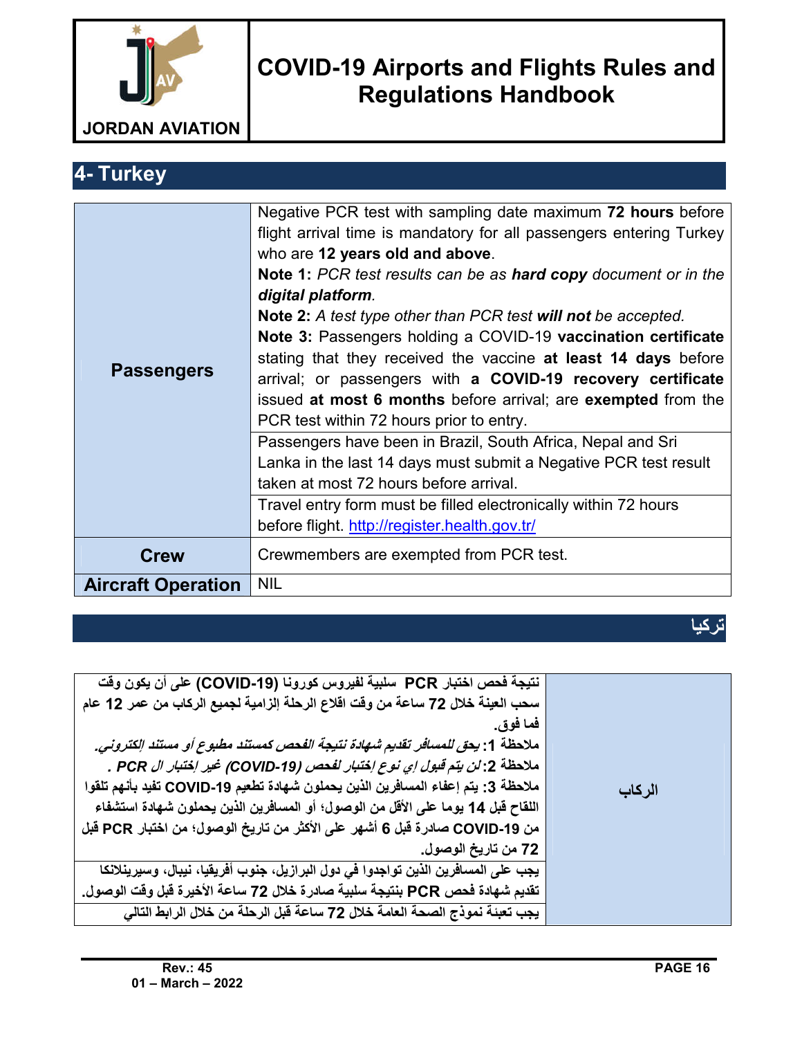## 4- Turkey

| | |
|---|---|
| **Passengers** | Negative PCR test with sampling date maximum **72 hours** before flight arrival time is mandatory for all passengers entering Turkey who are **12 years old and above**.<br>**Note 1:** *PCR test results can be as* ***hard copy*** *document or in the* ***digital platform****.*<br>**Note 2:** *A test type other than PCR test* ***will not*** *be accepted.*<br>**Note 3:** Passengers holding a COVID-19 **vaccination certificate** stating that they received the vaccine **at least 14 days** before arrival; or passengers with **a COVID-19 recovery certificate** issued **at most 6 months** before arrival; are **exempted** from the PCR test within 72 hours prior to entry. |
| | Passengers have been in Brazil, South Africa, Nepal and Sri Lanka in the last 14 days must submit a Negative PCR test result taken at most 72 hours before arrival. |
| | Travel entry form must be filled electronically within 72 hours before flight. http://register.health.gov.tr/ |
| **Crew** | Crewmembers are exempted from PCR test. |
| **Aircraft Operation** | NIL |

## تركيا

| | |
|---|---|
| **الركاب** | نتيجة فحص اختبار PCR سلبية لفيروس كورونا (COVID-19) على أن يكون وقت سحب العينة خلال 72 ساعة من وقت اقلاع الرحلة إلزامية لجميع الركاب من عمر 12 عام فما فوق.<br>ملاحظة 1: *يحق للمسافر تقديم شهادة نتيجة الفحص كمستند مطبوع أو مستند إلكتروني.*<br>ملاحظة 2: *لن يتم قبول إي نوع إختبار لفحص (COVID-19) غير إختبار ال PCR .*<br>ملاحظة 3: يتم إعفاء المسافرين الذين يحملون شهادة تطعيم COVID-19 تفيد بأنهم تلقوا اللقاح قبل 14 يوما على الأقل من الوصول؛ أو المسافرين الذين يحملون شهادة استشفاء من COVID-19 صادرة قبل 6 أشهر على الأكثر من تاريخ الوصول؛ من اختبار PCR قبل 72 من تاريخ الوصول. |
| | يجب على المسافرين الذين تواجدوا في دول البرازيل، جنوب أفريقيا، نيبال، وسيرينلانكا تقديم شهادة فحص PCR بنتيجة سلبية صادرة خلال 72 ساعة الأخيرة قبل وقت الوصول. |
| | يجب تعبئة نموذج الصحة العامة خلال 72 ساعة قبل الرحلة من خلال الرابط التالي |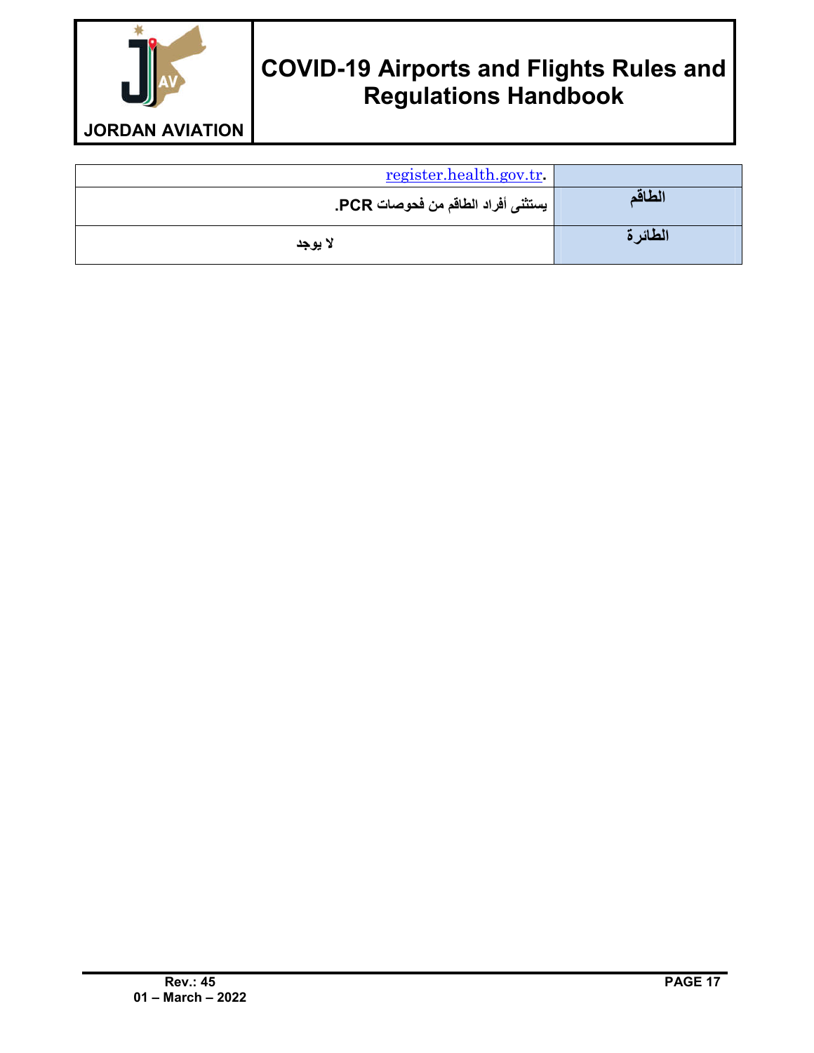| | |
|---|---|
| register.health.gov.tr. | |
| يستثنى أفراد الطاقم من فحوصات PCR. | الطاقم |
| لا يوجد | الطائرة |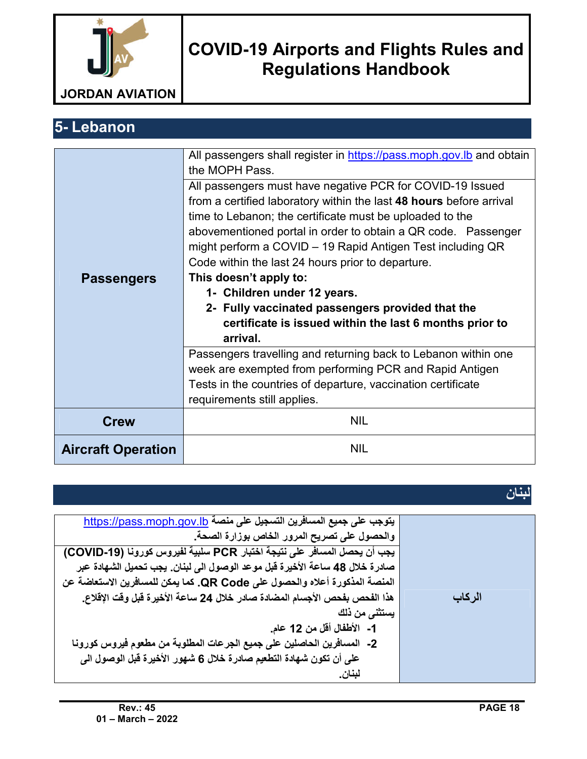## 5- Lebanon

| | |
|---|---|
| **Passengers** | All passengers shall register in https://pass.moph.gov.lb and obtain the MOPH Pass. |
| | All passengers must have negative PCR for COVID-19 Issued from a certified laboratory within the last **48 hours** before arrival time to Lebanon; the certificate must be uploaded to the abovementioned portal in order to obtain a QR code. Passenger might perform a COVID – 19 Rapid Antigen Test including QR Code within the last 24 hours prior to departure.<br>**This doesn't apply to:**<br>**1- Children under 12 years.**<br>**2- Fully vaccinated passengers provided that the certificate is issued within the last 6 months prior to arrival.** |
| | Passengers travelling and returning back to Lebanon within one week are exempted from performing PCR and Rapid Antigen Tests in the countries of departure, vaccination certificate requirements still applies. |
| **Crew** | NIL |
| **Aircraft Operation** | NIL |

## لبنان

| | |
|---|---|
| **الركاب** | يتوجب على جميع المسافرين التسجيل على منصة https://pass.moph.gov.lb والحصول على تصريح المرور الخاص بوزارة الصحة. |
| | يجب أن يحصل المسافر على نتيجة اختبار **PCR** سلبية لفيروس كورونا **(COVID-19)** صادرة خلال **48** ساعة الأخيرة قبل موعد الوصول الى لبنان. يجب تحميل الشهادة عبر المنصة المذكورة أعلاه والحصول على **QR Code**. كما يمكن للمسافرين الاستعاضة عن هذا الفحص بفحص الأجسام المضادة صادر خلال **24** ساعة الأخيرة قبل وقت الإقلاع.<br>يستثنى من ذلك<br>**1-** الأطفال أقل من **12** عام.<br>**2-** المسافرين الحاصلين على جميع الجرعات المطلوبة من مطعوم فيروس كورونا على أن تكون شهادة التطعيم صادرة خلال **6** شهور الأخيرة قبل الوصول الى لبنان. |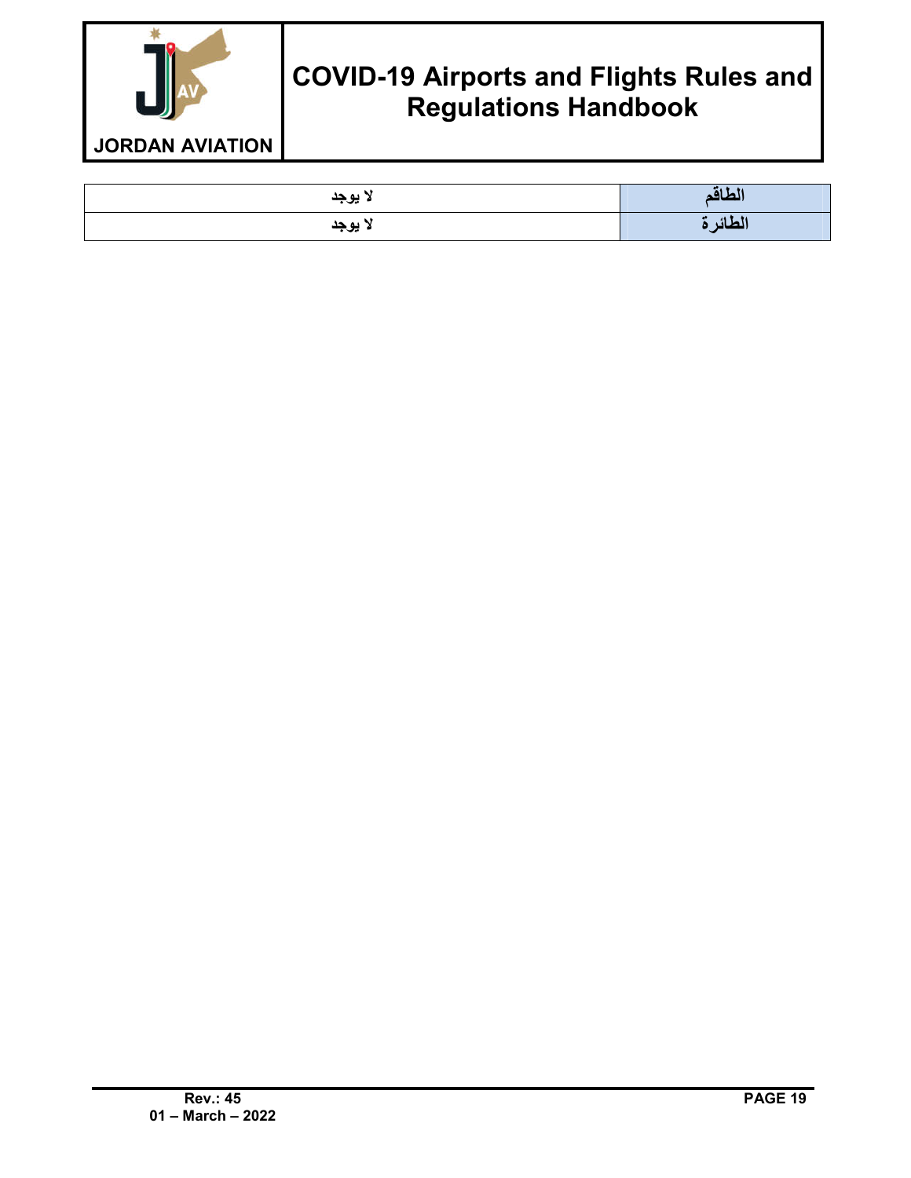| الطاقم | لا يوجد |
| --- | --- |
| الطائرة | لا يوجد |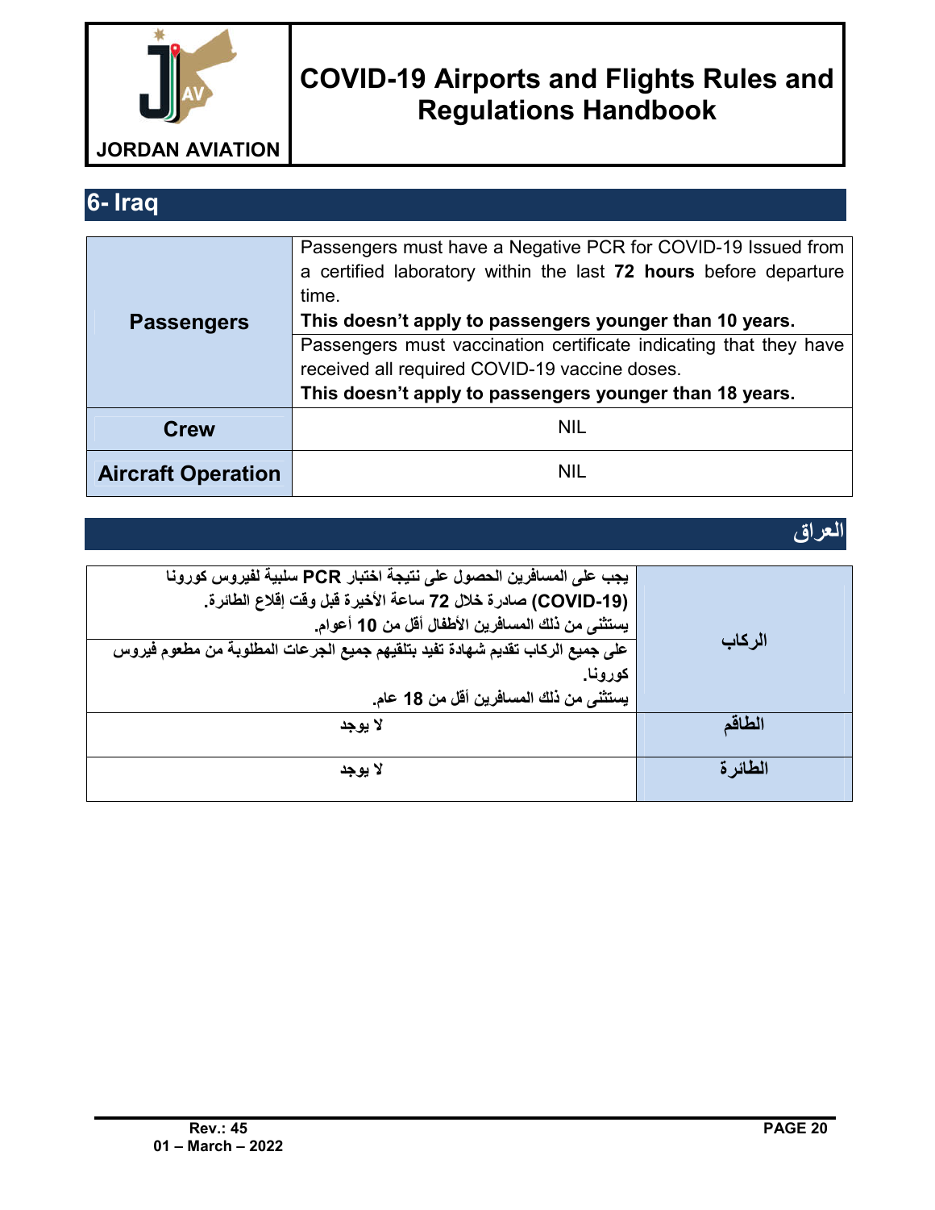## 6- Iraq

| | |
|---|---|
| **Passengers** | Passengers must have a Negative PCR for COVID-19 Issued from a certified laboratory within the last **72 hours** before departure time. **This doesn't apply to passengers younger than 10 years.** |
| | Passengers must vaccination certificate indicating that they have received all required COVID-19 vaccine doses. **This doesn't apply to passengers younger than 18 years.** |
| **Crew** | NIL |
| **Aircraft Operation** | NIL |

## العراق

| | |
|---|---|
| **الركاب** | **يجب على المسافرين الحصول على نتيجة اختبار PCR سلبية لفيروس كورونا (COVID-19) صادرة خلال 72 ساعة الأخيرة قبل وقت إقلاع الطائرة. يستثنى من ذلك المسافرين الأطفال أقل من 10 أعوام.** |
| | **على جميع الركاب تقديم شهادة تفيد بتلقيهم جميع الجرعات المطلوبة من مطعوم فيروس كورونا. يستثنى من ذلك المسافرين أقل من 18 عام.** |
| **الطاقم** | **لا يوجد** |
| **الطائرة** | **لا يوجد** |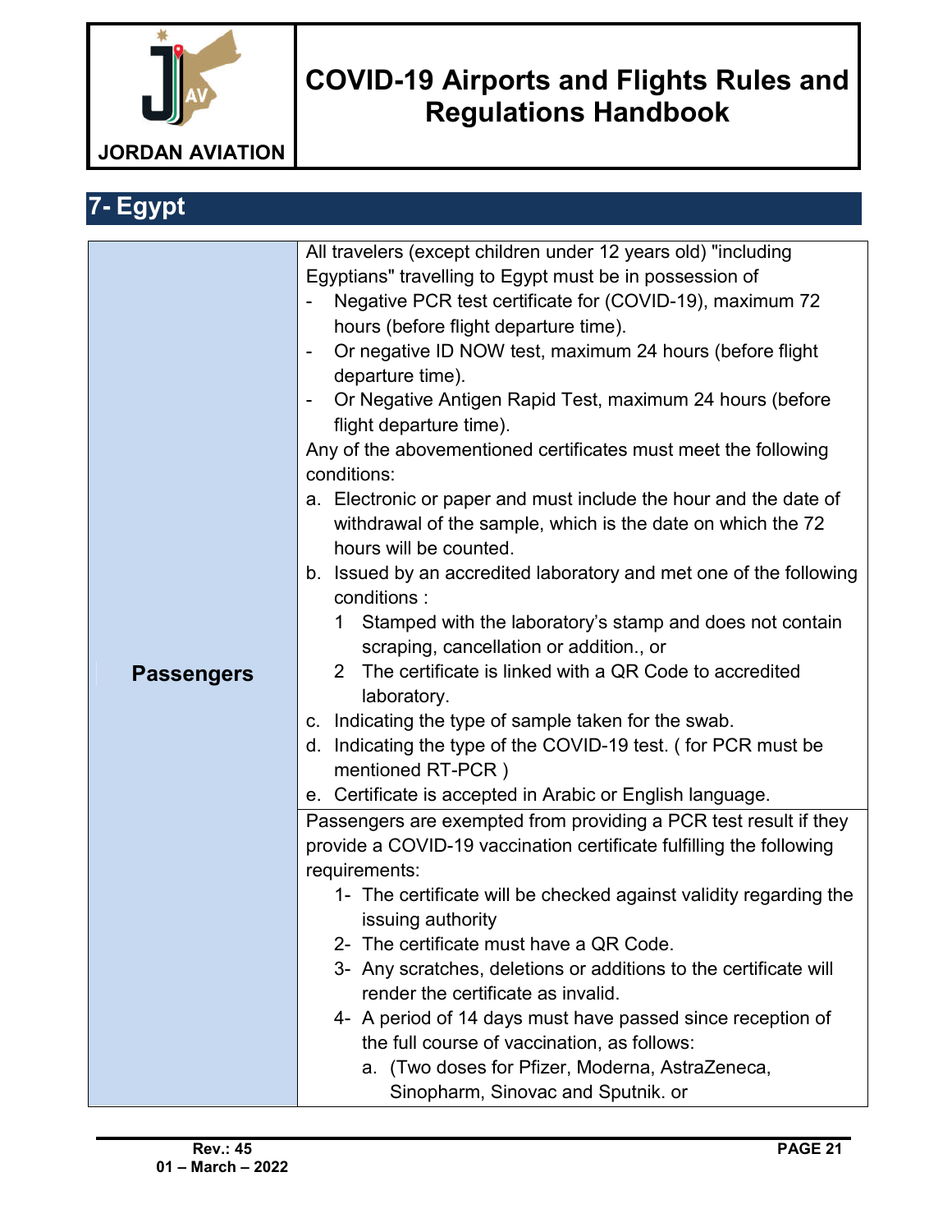## 7- Egypt

**Passengers**

All travelers (except children under 12 years old) "including Egyptians" travelling to Egypt must be in possession of

- Negative PCR test certificate for (COVID-19), maximum 72 hours (before flight departure time).
- Or negative ID NOW test, maximum 24 hours (before flight departure time).
- Or Negative Antigen Rapid Test, maximum 24 hours (before flight departure time).

Any of the abovementioned certificates must meet the following conditions:

a. Electronic or paper and must include the hour and the date of withdrawal of the sample, which is the date on which the 72 hours will be counted.
b. Issued by an accredited laboratory and met one of the following conditions :
   1 Stamped with the laboratory's stamp and does not contain scraping, cancellation or addition., or
   2 The certificate is linked with a QR Code to accredited laboratory.
c. Indicating the type of sample taken for the swab.
d. Indicating the type of the COVID-19 test. ( for PCR must be mentioned RT-PCR )
e. Certificate is accepted in Arabic or English language.

Passengers are exempted from providing a PCR test result if they provide a COVID-19 vaccination certificate fulfilling the following requirements:

1- The certificate will be checked against validity regarding the issuing authority
2- The certificate must have a QR Code.
3- Any scratches, deletions or additions to the certificate will render the certificate as invalid.
4- A period of 14 days must have passed since reception of the full course of vaccination, as follows:
   a. (Two doses for Pfizer, Moderna, AstraZeneca, Sinopharm, Sinovac and Sputnik. or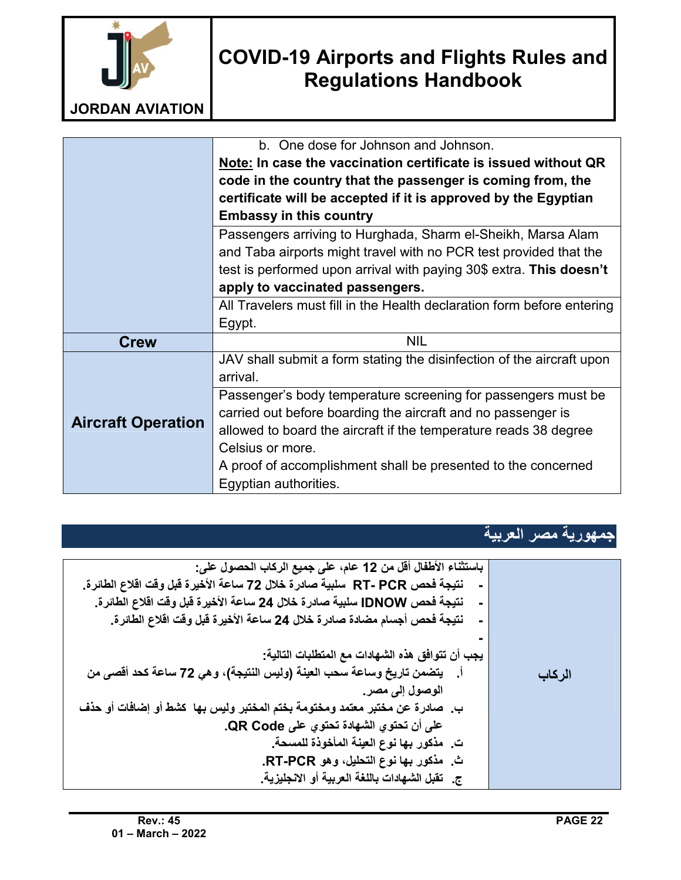| | |
|---|---|
| | b. One dose for Johnson and Johnson.<br>**Note: In case the vaccination certificate is issued without QR code in the country that the passenger is coming from, the certificate will be accepted if it is approved by the Egyptian Embassy in this country** |
| | Passengers arriving to Hurghada, Sharm el-Sheikh, Marsa Alam and Taba airports might travel with no PCR test provided that the test is performed upon arrival with paying 30$ extra. **This doesn't apply to vaccinated passengers.** |
| | All Travelers must fill in the Health declaration form before entering Egypt. |
| **Crew** | NIL |
| **Aircraft Operation** | JAV shall submit a form stating the disinfection of the aircraft upon arrival. |
| | Passenger's body temperature screening for passengers must be carried out before boarding the aircraft and no passenger is allowed to board the aircraft if the temperature reads 38 degree Celsius or more.<br>A proof of accomplishment shall be presented to the concerned Egyptian authorities. |

## جمهورية مصر العربية

| | |
|---|---|
| باستثناء الأطفال أقل من 12 عام، على جميع الركاب الحصول على:<br>- نتيجة فحص RT- PCR سلبية صادرة خلال 72 ساعة الأخيرة قبل وقت اقلاع الطائرة.<br>- نتيجة فحص IDNOW سلبية صادرة خلال 24 ساعة الأخيرة قبل وقت اقلاع الطائرة.<br>- نتيجة فحص أجسام مضادة صادرة خلال 24 ساعة الأخيرة قبل وقت اقلاع الطائرة.<br>-<br>يجب أن تتوافق هذه الشهادات مع المتطلبات التالية:<br>أ. يتضمن تاريخ وساعة سحب العينة (وليس النتيجة)، وهي 72 ساعة كحد أقصى من الوصول إلى مصر.<br>ب. صادرة عن مختبر معتمد ومختومة بختم المختبر وليس بها كشط أو إضافات أو حذف على أن تحتوي الشهادة تحتوي على QR Code.<br>ت. مذكور بها نوع العينة المأخوذة للمسحة.<br>ث. مذكور بها نوع التحليل، وهو RT-PCR.<br>ج. تقبل الشهادات باللغة العربية أو الانجليزية. | **الركاب** |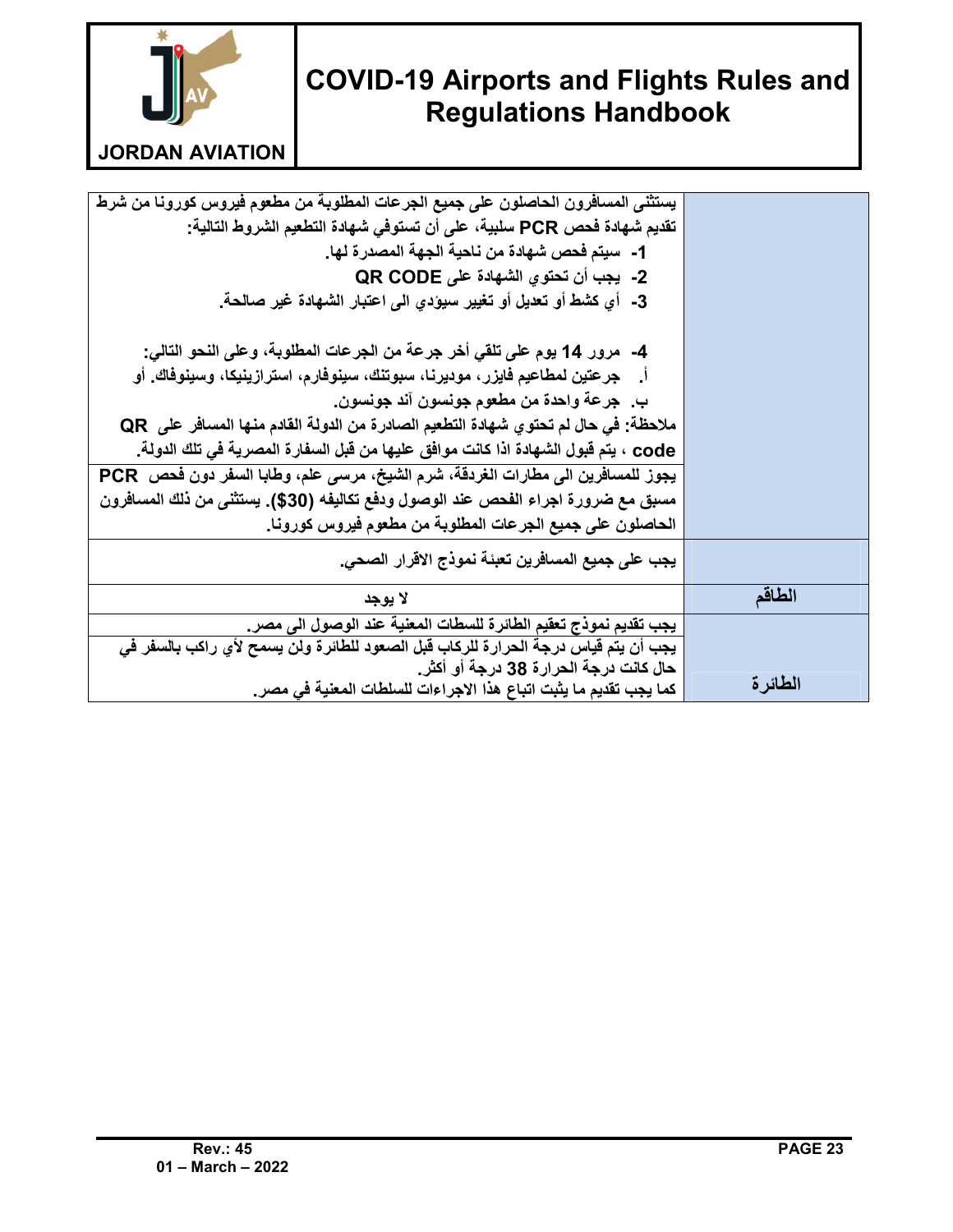| | |
|---|---|
| | يستثنى المسافرون الحاصلون على جميع الجرعات المطلوبة من مطعوم فيروس كورونا من شرط تقديم شهادة فحص PCR سلبية، على أن تستوفي شهادة التطعيم الشروط التالية:<br>1- سيتم فحص شهادة من ناحية الجهة المصدرة لها.<br>2- يجب أن تحتوي الشهادة على QR CODE<br>3- أي كشط أو تعديل أو تغيير سيؤدي الى اعتبار الشهادة غير صالحة.<br><br>4- مرور 14 يوم على تلقي أخر جرعة من الجرعات المطلوبة، وعلى النحو التالي:<br>أ. جرعتين لمطاعيم فايزر، موديرنا، سبوتنك، سينوفارم، استرازينيكا، وسينوفاك. أو<br>ب. جرعة واحدة من مطعوم جونسون آند جونسون.<br>ملاحظة: في حال لم تحتوي شهادة التطعيم الصادرة من الدولة القادم منها المسافر على QR code ، يتم قبول الشهادة اذا كانت موافق عليها من قبل السفارة المصرية في تلك الدولة. |
| | يجوز للمسافرين الى مطارات الغردقة، شرم الشيخ، مرسى علم، وطابا السفر دون فحص PCR مسبق مع ضرورة اجراء الفحص عند الوصول ودفع تكاليفه ($30). يستثنى من ذلك المسافرون الحاصلون على جميع الجرعات المطلوبة من مطعوم فيروس كورونا. |
| | يجب على جميع المسافرين تعبئة نموذج الاقرار الصحي. |
| الطاقم | لا يوجد |
| الطائرة | يجب تقديم نموذج تعقيم الطائرة للسطات المعنية عند الوصول الى مصر.<br>يجب أن يتم قياس درجة الحرارة للركاب قبل الصعود للطائرة ولن يسمح لأي راكب بالسفر في حال كانت درجة الحرارة 38 درجة أو أكثر.<br>كما يجب تقديم ما يثبت اتباع هذا الاجراءات للسلطات المعنية في مصر. |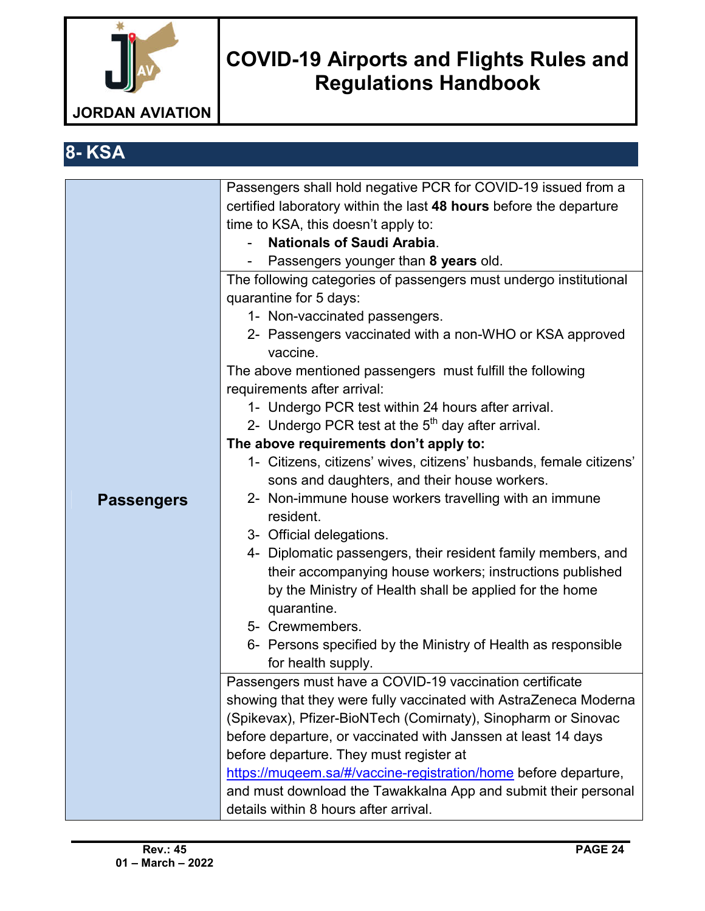## 8- KSA

| | |
|---|---|
| **Passengers** | Passengers shall hold negative PCR for COVID-19 issued from a certified laboratory within the last **48 hours** before the departure time to KSA, this doesn't apply to:<br>- **Nationals of Saudi Arabia**.<br>- Passengers younger than **8 years** old. |
| | The following categories of passengers must undergo institutional quarantine for 5 days:<br>1- Non-vaccinated passengers.<br>2- Passengers vaccinated with a non-WHO or KSA approved vaccine.<br>The above mentioned passengers must fulfill the following requirements after arrival:<br>1- Undergo PCR test within 24 hours after arrival.<br>2- Undergo PCR test at the 5th day after arrival.<br>**The above requirements don't apply to:**<br>1- Citizens, citizens' wives, citizens' husbands, female citizens' sons and daughters, and their house workers.<br>2- Non-immune house workers travelling with an immune resident.<br>3- Official delegations.<br>4- Diplomatic passengers, their resident family members, and their accompanying house workers; instructions published by the Ministry of Health shall be applied for the home quarantine.<br>5- Crewmembers.<br>6- Persons specified by the Ministry of Health as responsible for health supply. |
| | Passengers must have a COVID-19 vaccination certificate showing that they were fully vaccinated with AstraZeneca Moderna (Spikevax), Pfizer-BioNTech (Comirnaty), Sinopharm or Sinovac before departure, or vaccinated with Janssen at least 14 days before departure. They must register at https://muqeem.sa/#/vaccine-registration/home before departure, and must download the Tawakkalna App and submit their personal details within 8 hours after arrival. |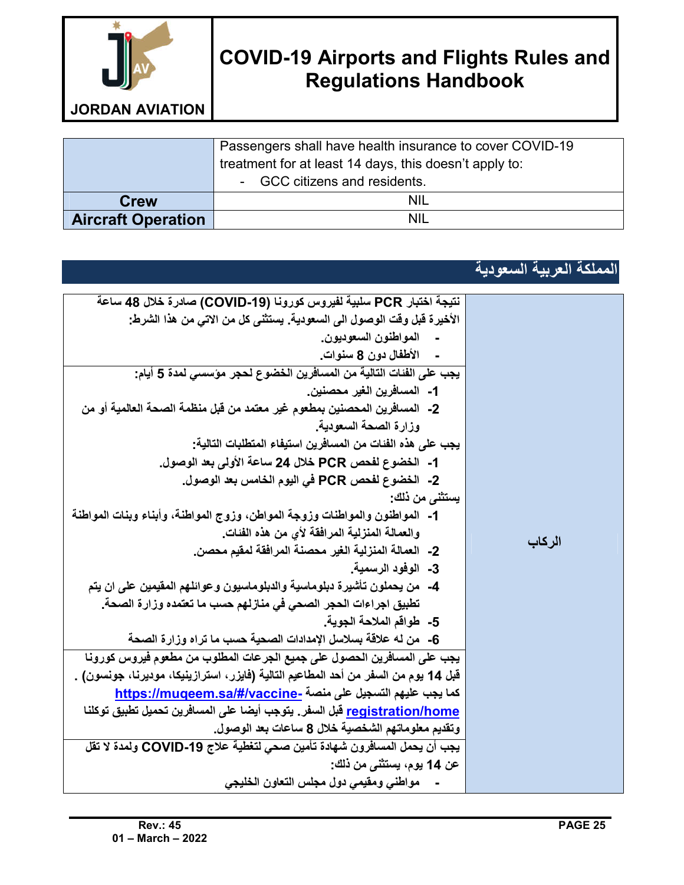| | |
|---|---|
| | Passengers shall have health insurance to cover COVID-19 treatment for at least 14 days, this doesn't apply to:<br>- GCC citizens and residents. |
| **Crew** | NIL |
| **Aircraft Operation** | NIL |

## المملكة العربية السعودية

| | |
|---|---|
| **الركاب** | **نتيجة اختبار PCR سلبية لفيروس كورونا (COVID-19) صادرة خلال 48 ساعة الأخيرة قبل وقت الوصول الى السعودية. يستثنى كل من الاتي من هذا الشرط:**<br>- **المواطنون السعوديون.**<br>- **الأطفال دون 8 سنوات.** |
| | **يجب على الفئات التالية من المسافرين الخضوع لحجر مؤسسي لمدة 5 أيام:**<br>1- **المسافرين الغير محصنين.**<br>2- **المسافرين المحصنين بمطعوم غير معتمد من قبل منظمة الصحة العالمية أو من وزارة الصحة السعودية.**<br>**يجب على هذه الفئات من المسافرين استيفاء المتطلبات التالية:**<br>1- **الخضوع لفحص PCR خلال 24 ساعة الأولى بعد الوصول.**<br>2- **الخضوع لفحص PCR في اليوم الخامس بعد الوصول.**<br>**يستثنى من ذلك:**<br>1- **المواطنون والمواطنات وزوجة المواطن، وزوج المواطنة، وأبناء وبنات المواطنة والعمالة المنزلية المرافقة لأي من هذه الفئات.**<br>2- **العمالة المنزلية الغير محصنة المرافقة لمقيم محصن.**<br>3- **الوفود الرسمية.**<br>4- **من يحملون تأشيرة دبلوماسية والدبلوماسيون وعوائلهم المقيمين على ان يتم تطبيق اجراءات الحجر الصحي في منازلهم حسب ما تعتمده وزارة الصحة.**<br>5- **طواقم الملاحة الجوية.**<br>6- **من له علاقة بسلاسل الإمدادات الصحية حسب ما تراه وزارة الصحة** |
| | **يجب على المسافرين الحصول على جميع الجرعات المطلوب من مطعوم فيروس كورونا قبل 14 يوم من السفر من أحد المطاعيم التالية (فايزر، استرازينيكا، موديرنا، جونسون) . كما يجب عليهم التسجيل على منصة https://muqeem.sa/#/vaccine-registration/home قبل السفر. يتوجب أيضا على المسافرين تحميل تطبيق توكلنا وتقديم معلوماتهم الشخصية خلال 8 ساعات بعد الوصول.** |
| | **يجب أن يحمل المسافرون شهادة تأمين صحي لتغطية علاج COVID-19 ولمدة لا تقل عن 14 يوم، يستثنى من ذلك:**<br>- **مواطني ومقيمي دول مجلس التعاون الخليجي** |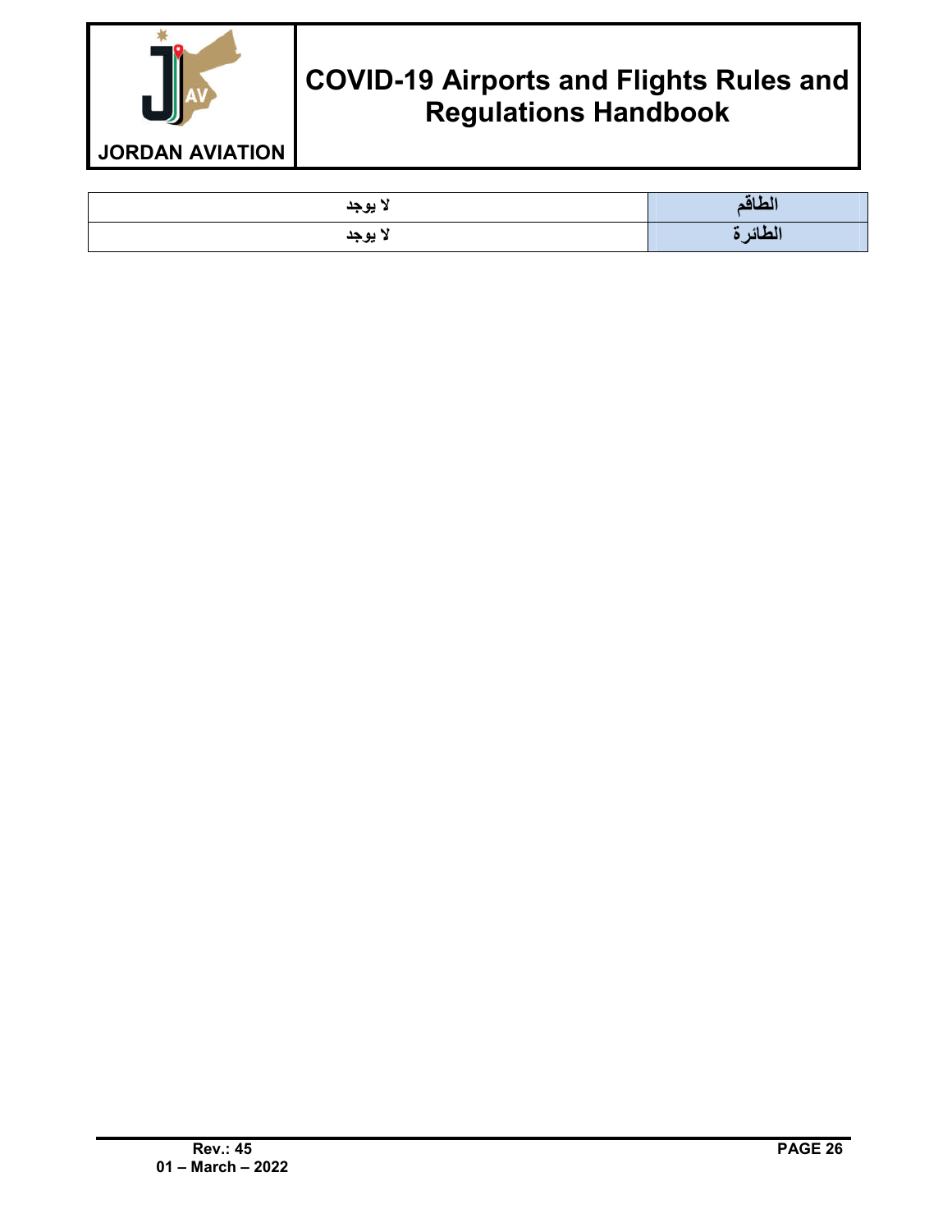| | |
|---|---|
| الطاقم | لا يوجد |
| الطائرة | لا يوجد |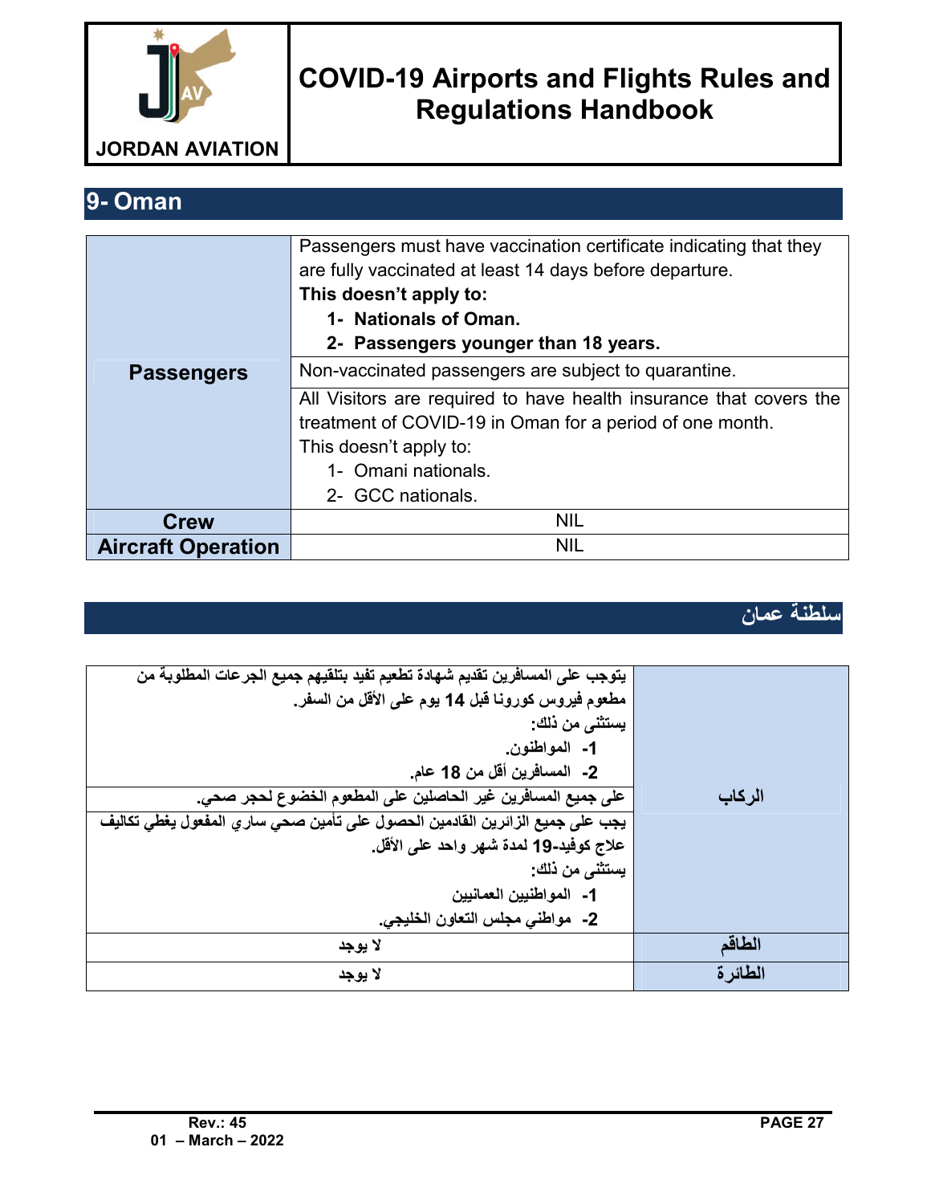## 9- Oman

| | |
|---|---|
| **Passengers** | Passengers must have vaccination certificate indicating that they are fully vaccinated at least 14 days before departure.<br>**This doesn't apply to:**<br>**1- Nationals of Oman.**<br>**2- Passengers younger than 18 years.** |
| | Non-vaccinated passengers are subject to quarantine. |
| | All Visitors are required to have health insurance that covers the treatment of COVID-19 in Oman for a period of one month.<br>This doesn't apply to:<br>1- Omani nationals.<br>2- GCC nationals. |
| **Crew** | NIL |
| **Aircraft Operation** | NIL |

## سلطنة عمان

| | |
|---|---|
| **الركاب** | يتوجب على المسافرين تقديم شهادة تطعيم تفيد بتلقيهم جميع الجرعات المطلوبة من مطعوم فيروس كورونا قبل 14 يوم على الأقل من السفر.<br>يستثنى من ذلك:<br>1- المواطنون.<br>2- المسافرين أقل من 18 عام. |
| | على جميع المسافرين غير الحاصلين على المطعوم الخضوع لحجر صحي. |
| | يجب على جميع الزائرين القادمين الحصول على تأمين صحي ساري المفعول يغطي تكاليف علاج كوفيد-19 لمدة شهر واحد على الأقل.<br>يستثنى من ذلك:<br>1- المواطنيين العمانيين<br>2- مواطني مجلس التعاون الخليجي. |
| **الطاقم** | لا يوجد |
| **الطائرة** | لا يوجد |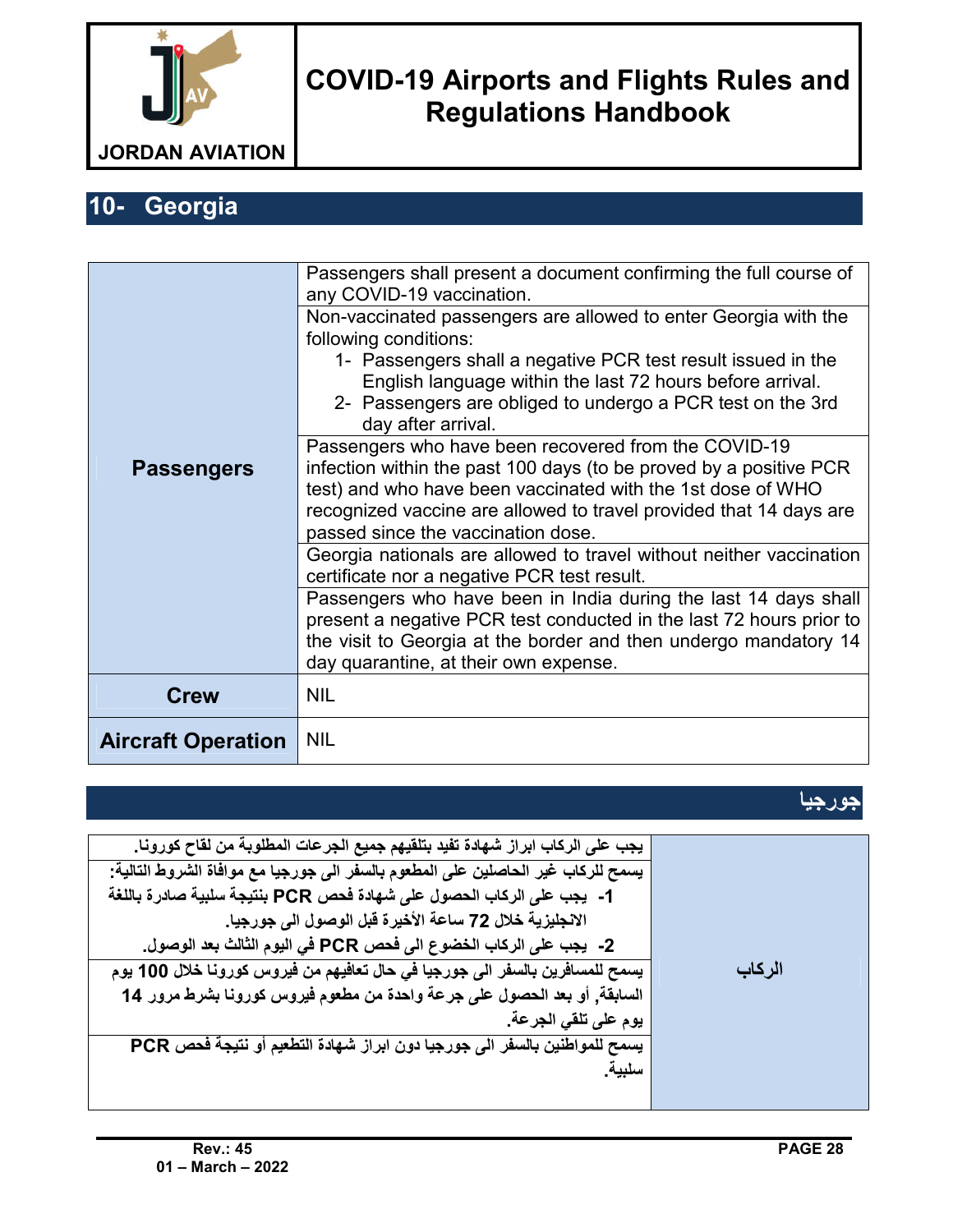## 10- Georgia

| | |
|---|---|
| **Passengers** | Passengers shall present a document confirming the full course of any COVID-19 vaccination. |
| | Non-vaccinated passengers are allowed to enter Georgia with the following conditions:<br>1- Passengers shall a negative PCR test result issued in the English language within the last 72 hours before arrival.<br>2- Passengers are obliged to undergo a PCR test on the 3rd day after arrival. |
| | Passengers who have been recovered from the COVID-19 infection within the past 100 days (to be proved by a positive PCR test) and who have been vaccinated with the 1st dose of WHO recognized vaccine are allowed to travel provided that 14 days are passed since the vaccination dose. |
| | Georgia nationals are allowed to travel without neither vaccination certificate nor a negative PCR test result. |
| | Passengers who have been in India during the last 14 days shall present a negative PCR test conducted in the last 72 hours prior to the visit to Georgia at the border and then undergo mandatory 14 day quarantine, at their own expense. |
| **Crew** | NIL |
| **Aircraft Operation** | NIL |

## جورجيا

| | |
|---|---|
| **الركاب** | يجب على الركاب ابراز شهادة تفيد بتلقيهم جميع الجرعات المطلوبة من لقاح كورونا. |
| | يسمح للركاب غير الحاصلين على المطعوم بالسفر الى جورجيا مع موافاة الشروط التالية:<br>1- يجب على الركاب الحصول على شهادة فحص PCR بنتيجة سلبية صادرة باللغة الانجليزية خلال 72 ساعة الأخيرة قبل الوصول الى جورجيا.<br>2- يجب على الركاب الخضوع الى فحص PCR في اليوم الثالث بعد الوصول. |
| | يسمح للمسافرين بالسفر الى جورجيا في حال تعافيهم من فيروس كورونا خلال 100 يوم السابقة, أو بعد الحصول على جرعة واحدة من مطعوم فيروس كورونا بشرط مرور 14 يوم على تلقي الجرعة. |
| | يسمح للمواطنين بالسفر الى جورجيا دون ابراز شهادة التطعيم أو نتيجة فحص PCR سلبية. |